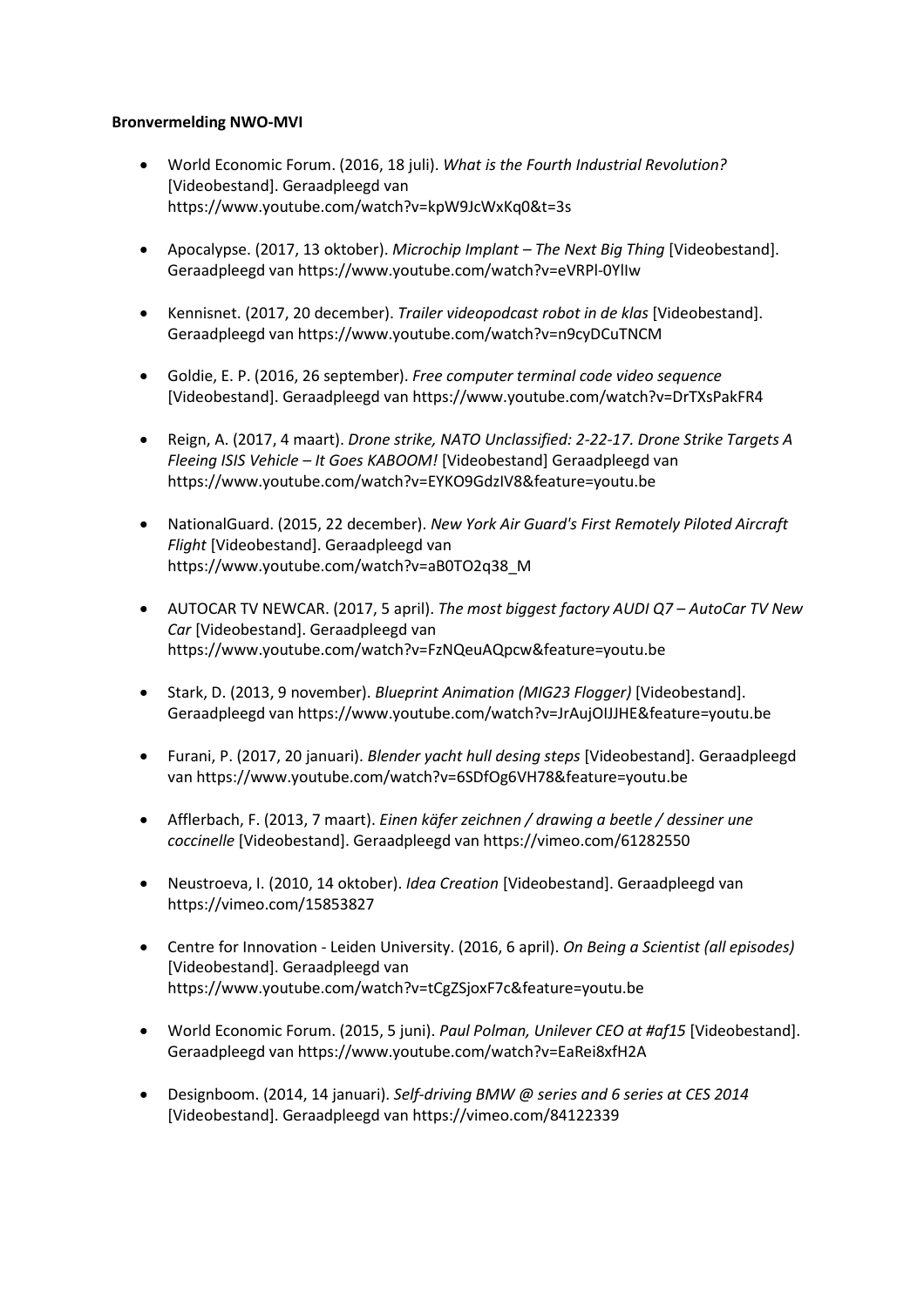**Bronvermelding NWO-MVI**

- World Economic Forum. (2016, 18 juli). *What is the Fourth Industrial Revolution?* [Videobestand]. Geraadpleegd van https://www.youtube.com/watch?v=kpW9JcWxKq0&t=3s
- Apocalypse. (2017, 13 oktober). *Microchip Implant – The Next Big Thing* [Videobestand]. Geraadpleegd van https://www.youtube.com/watch?v=eVRPl-0YlIw
- Kennisnet. (2017, 20 december). *Trailer videopodcast robot in de klas* [Videobestand]. Geraadpleegd van https://www.youtube.com/watch?v=n9cyDCuTNCM
- Goldie, E. P. (2016, 26 september). *Free computer terminal code video sequence* [Videobestand]. Geraadpleegd van https://www.youtube.com/watch?v=DrTXsPakFR4
- Reign, A. (2017, 4 maart). *Drone strike, NATO Unclassified: 2-22-17. Drone Strike Targets A Fleeing ISIS Vehicle – It Goes KABOOM!* [Videobestand] Geraadpleegd van https://www.youtube.com/watch?v=EYKO9GdzIV8&feature=youtu.be
- NationalGuard. (2015, 22 december). *New York Air Guard's First Remotely Piloted Aircraft Flight* [Videobestand]. Geraadpleegd van https://www.youtube.com/watch?v=aB0TO2q38_M
- AUTOCAR TV NEWCAR. (2017, 5 april). *The most biggest factory AUDI Q7 – AutoCar TV New Car* [Videobestand]. Geraadpleegd van https://www.youtube.com/watch?v=FzNQeuAQpcw&feature=youtu.be
- Stark, D. (2013, 9 november). *Blueprint Animation (MIG23 Flogger)* [Videobestand]. Geraadpleegd van https://www.youtube.com/watch?v=JrAujOIJJHE&feature=youtu.be
- Furani, P. (2017, 20 januari). *Blender yacht hull desing steps* [Videobestand]. Geraadpleegd van https://www.youtube.com/watch?v=6SDfOg6VH78&feature=youtu.be
- Afflerbach, F. (2013, 7 maart). *Einen käfer zeichnen / drawing a beetle / dessiner une coccinelle* [Videobestand]. Geraadpleegd van https://vimeo.com/61282550
- Neustroeva, I. (2010, 14 oktober). *Idea Creation* [Videobestand]. Geraadpleegd van https://vimeo.com/15853827
- Centre for Innovation - Leiden University. (2016, 6 april). *On Being a Scientist (all episodes)* [Videobestand]. Geraadpleegd van https://www.youtube.com/watch?v=tCgZSjoxF7c&feature=youtu.be
- World Economic Forum. (2015, 5 juni). *Paul Polman, Unilever CEO at #af15* [Videobestand]. Geraadpleegd van https://www.youtube.com/watch?v=EaRei8xfH2A
- Designboom. (2014, 14 januari). *Self-driving BMW @ series and 6 series at CES 2014* [Videobestand]. Geraadpleegd van https://vimeo.com/84122339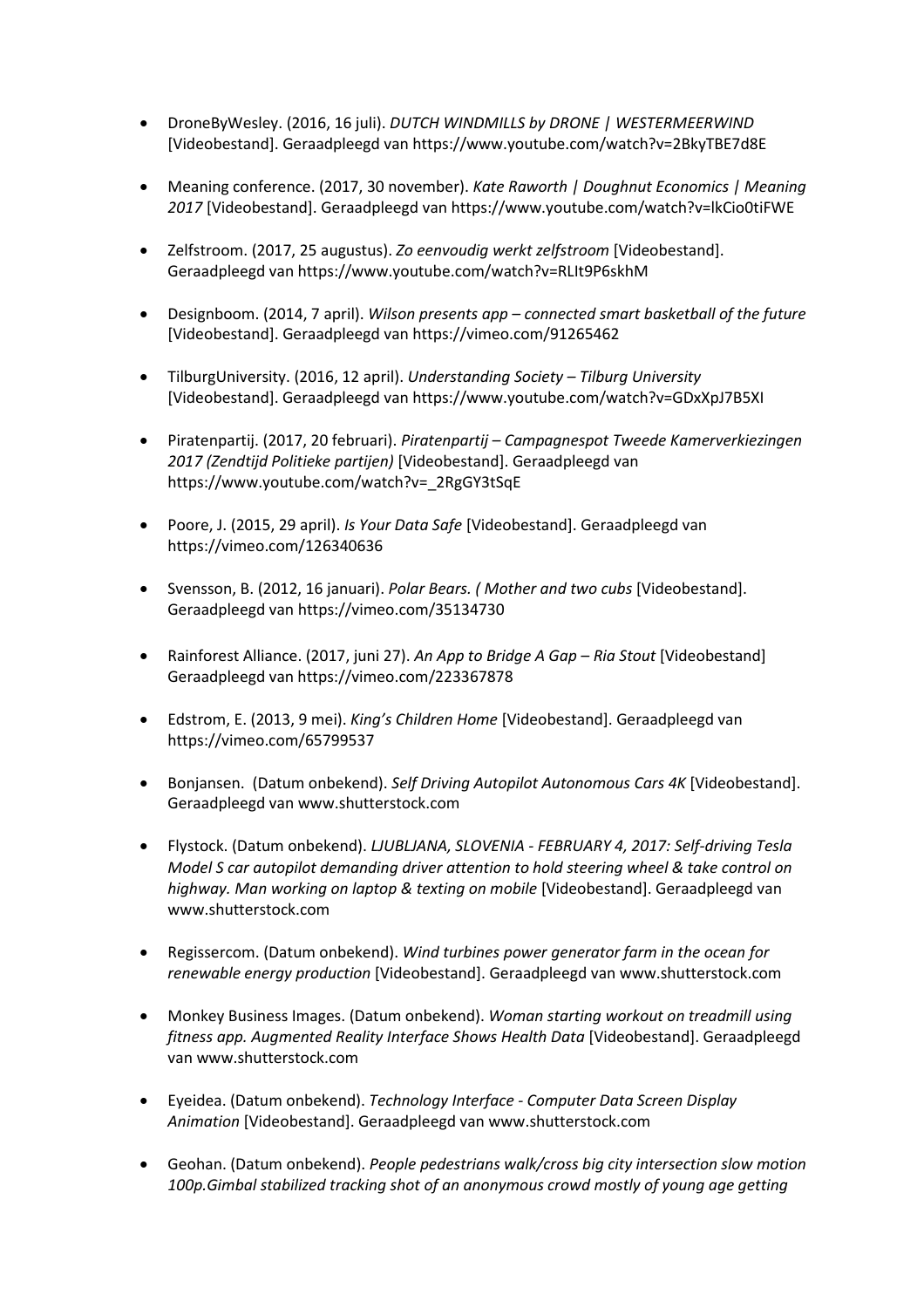- DroneByWesley. (2016, 16 juli). *DUTCH WINDMILLS by DRONE | WESTERMEERWIND* [Videobestand]. Geraadpleegd van https://www.youtube.com/watch?v=2BkyTBE7d8E

- Meaning conference. (2017, 30 november). *Kate Raworth | Doughnut Economics | Meaning 2017* [Videobestand]. Geraadpleegd van https://www.youtube.com/watch?v=lkCio0tiFWE

- Zelfstroom. (2017, 25 augustus). *Zo eenvoudig werkt zelfstroom* [Videobestand]. Geraadpleegd van https://www.youtube.com/watch?v=RLIt9P6skhM

- Designboom. (2014, 7 april). *Wilson presents app – connected smart basketball of the future* [Videobestand]. Geraadpleegd van https://vimeo.com/91265462

- TilburgUniversity. (2016, 12 april). *Understanding Society – Tilburg University* [Videobestand]. Geraadpleegd van https://www.youtube.com/watch?v=GDxXpJ7B5XI

- Piratenpartij. (2017, 20 februari). *Piratenpartij – Campagnespot Tweede Kamerverkiezingen 2017 (Zendtijd Politieke partijen)* [Videobestand]. Geraadpleegd van https://www.youtube.com/watch?v=_2RgGY3tSqE

- Poore, J. (2015, 29 april). *Is Your Data Safe* [Videobestand]. Geraadpleegd van https://vimeo.com/126340636

- Svensson, B. (2012, 16 januari). *Polar Bears. ( Mother and two cubs* [Videobestand]. Geraadpleegd van https://vimeo.com/35134730

- Rainforest Alliance. (2017, juni 27). *An App to Bridge A Gap – Ria Stout* [Videobestand] Geraadpleegd van https://vimeo.com/223367878

- Edstrom, E. (2013, 9 mei). *King's Children Home* [Videobestand]. Geraadpleegd van https://vimeo.com/65799537

- Bonjansen. (Datum onbekend). *Self Driving Autopilot Autonomous Cars 4K* [Videobestand]. Geraadpleegd van www.shutterstock.com

- Flystock. (Datum onbekend). *LJUBLJANA, SLOVENIA - FEBRUARY 4, 2017: Self-driving Tesla Model S car autopilot demanding driver attention to hold steering wheel & take control on highway. Man working on laptop & texting on mobile* [Videobestand]. Geraadpleegd van www.shutterstock.com

- Regissercom. (Datum onbekend). *Wind turbines power generator farm in the ocean for renewable energy production* [Videobestand]. Geraadpleegd van www.shutterstock.com

- Monkey Business Images. (Datum onbekend). *Woman starting workout on treadmill using fitness app. Augmented Reality Interface Shows Health Data* [Videobestand]. Geraadpleegd van www.shutterstock.com

- Eyeidea. (Datum onbekend). *Technology Interface - Computer Data Screen Display Animation* [Videobestand]. Geraadpleegd van www.shutterstock.com

- Geohan. (Datum onbekend). *People pedestrians walk/cross big city intersection slow motion 100p.Gimbal stabilized tracking shot of an anonymous crowd mostly of young age getting*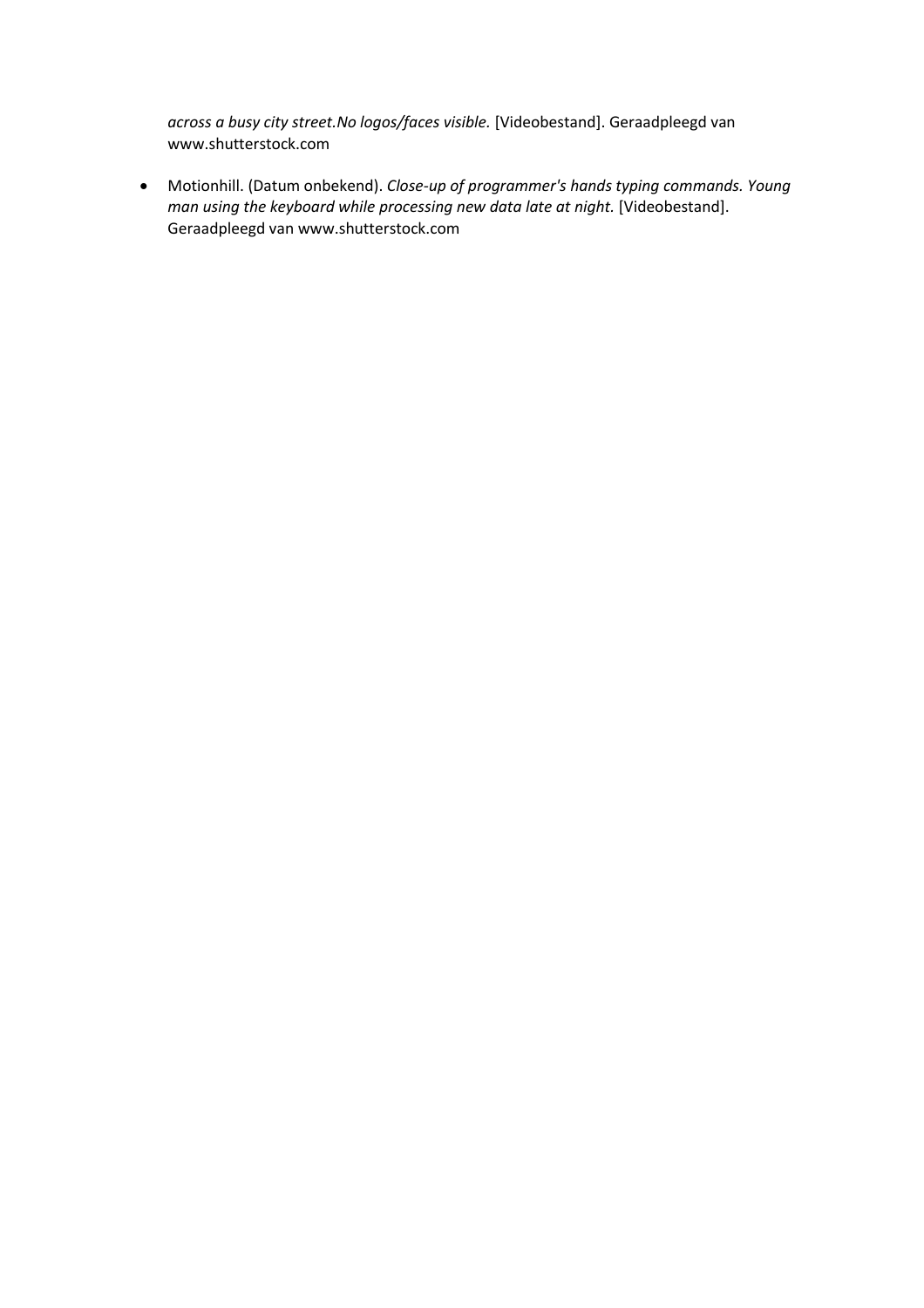*across a busy city street.No logos/faces visible.* [Videobestand]. Geraadpleegd van www.shutterstock.com

- Motionhill. (Datum onbekend). *Close-up of programmer's hands typing commands. Young man using the keyboard while processing new data late at night.* [Videobestand]. Geraadpleegd van www.shutterstock.com